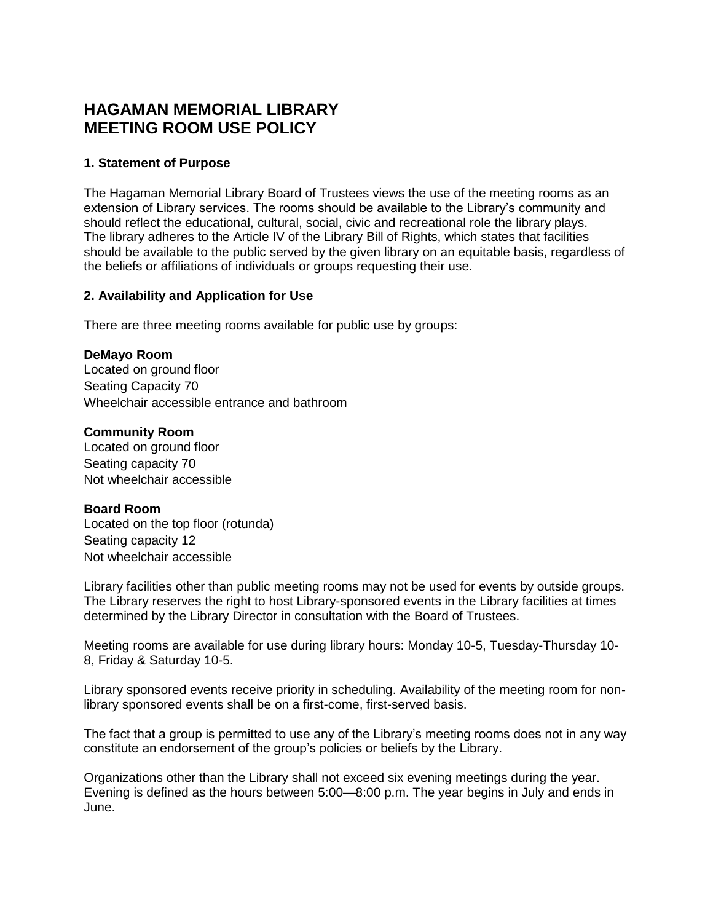# HAGAMAN MEMORIAL LIBRARY
# MEETING ROOM USE POLICY

### 1. Statement of Purpose

The Hagaman Memorial Library Board of Trustees views the use of the meeting rooms as an extension of Library services. The rooms should be available to the Library's community and should reflect the educational, cultural, social, civic and recreational role the library plays. The library adheres to the Article IV of the Library Bill of Rights, which states that facilities should be available to the public served by the given library on an equitable basis, regardless of the beliefs or affiliations of individuals or groups requesting their use.

### 2. Availability and Application for Use

There are three meeting rooms available for public use by groups:

**DeMayo Room**
Located on ground floor
Seating Capacity 70
Wheelchair accessible entrance and bathroom

**Community Room**
Located on ground floor
Seating capacity 70
Not wheelchair accessible

**Board Room**
Located on the top floor (rotunda)
Seating capacity 12
Not wheelchair accessible

Library facilities other than public meeting rooms may not be used for events by outside groups. The Library reserves the right to host Library-sponsored events in the Library facilities at times determined by the Library Director in consultation with the Board of Trustees.

Meeting rooms are available for use during library hours: Monday 10-5, Tuesday-Thursday 10-8, Friday & Saturday 10-5.

Library sponsored events receive priority in scheduling. Availability of the meeting room for non-library sponsored events shall be on a first-come, first-served basis.

The fact that a group is permitted to use any of the Library's meeting rooms does not in any way constitute an endorsement of the group's policies or beliefs by the Library.

Organizations other than the Library shall not exceed six evening meetings during the year. Evening is defined as the hours between 5:00—8:00 p.m. The year begins in July and ends in June.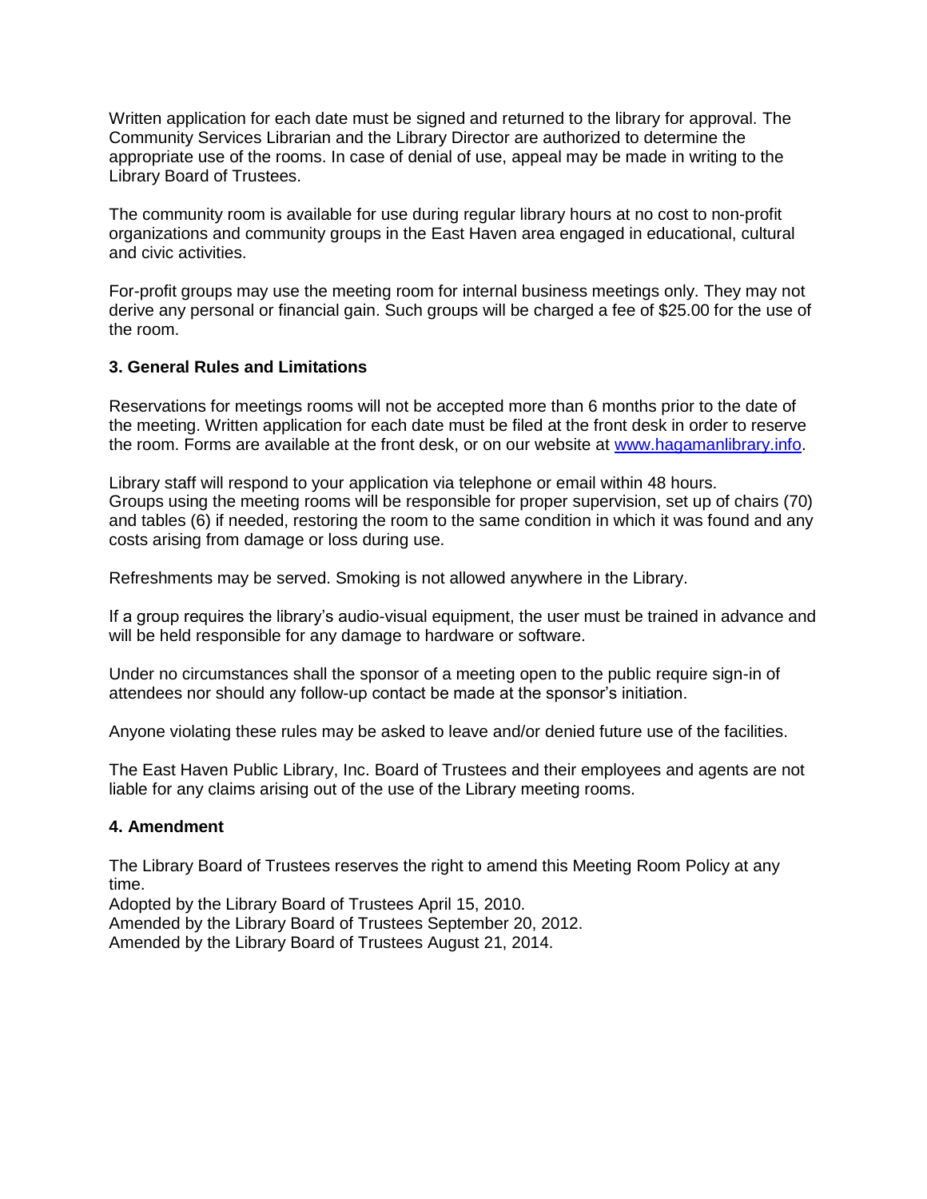Written application for each date must be signed and returned to the library for approval. The Community Services Librarian and the Library Director are authorized to determine the appropriate use of the rooms. In case of denial of use, appeal may be made in writing to the Library Board of Trustees.

The community room is available for use during regular library hours at no cost to non-profit organizations and community groups in the East Haven area engaged in educational, cultural and civic activities.

For-profit groups may use the meeting room for internal business meetings only. They may not derive any personal or financial gain. Such groups will be charged a fee of $25.00 for the use of the room.

**3. General Rules and Limitations**

Reservations for meetings rooms will not be accepted more than 6 months prior to the date of the meeting. Written application for each date must be filed at the front desk in order to reserve the room. Forms are available at the front desk, or on our website at [www.hagamanlibrary.info](http://www.hagamanlibrary.info).

Library staff will respond to your application via telephone or email within 48 hours.
Groups using the meeting rooms will be responsible for proper supervision, set up of chairs (70) and tables (6) if needed, restoring the room to the same condition in which it was found and any costs arising from damage or loss during use.

Refreshments may be served. Smoking is not allowed anywhere in the Library.

If a group requires the library's audio-visual equipment, the user must be trained in advance and will be held responsible for any damage to hardware or software.

Under no circumstances shall the sponsor of a meeting open to the public require sign-in of attendees nor should any follow-up contact be made at the sponsor's initiation.

Anyone violating these rules may be asked to leave and/or denied future use of the facilities.

The East Haven Public Library, Inc. Board of Trustees and their employees and agents are not liable for any claims arising out of the use of the Library meeting rooms.

**4. Amendment**

The Library Board of Trustees reserves the right to amend this Meeting Room Policy at any time.
Adopted by the Library Board of Trustees April 15, 2010.
Amended by the Library Board of Trustees September 20, 2012.
Amended by the Library Board of Trustees August 21, 2014.